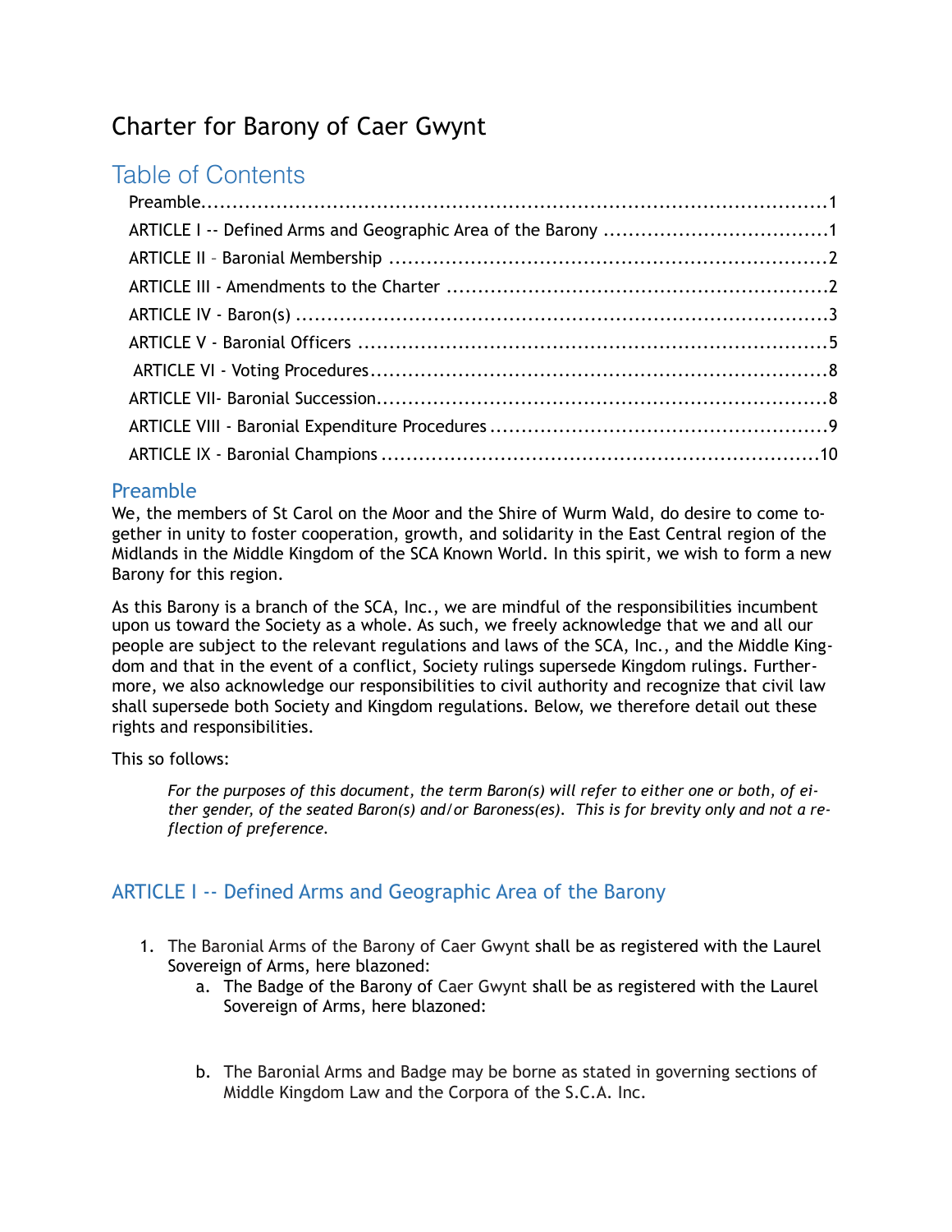# Charter for Barony of Caer Gwynt

## Table of Contents

- Preamble....1
- ARTICLE I -- Defined Arms and Geographic Area of the Barony ....1
- ARTICLE II – Baronial Membership ....2
- ARTICLE III - Amendments to the Charter ....2
- ARTICLE IV - Baron(s) ....3
- ARTICLE V - Baronial Officers ....5
- ARTICLE VI - Voting Procedures....8
- ARTICLE VII- Baronial Succession....8
- ARTICLE VIII - Baronial Expenditure Procedures ....9
- ARTICLE IX - Baronial Champions ....10

## Preamble

We, the members of St Carol on the Moor and the Shire of Wurm Wald, do desire to come together in unity to foster cooperation, growth, and solidarity in the East Central region of the Midlands in the Middle Kingdom of the SCA Known World. In this spirit, we wish to form a new Barony for this region.

As this Barony is a branch of the SCA, Inc., we are mindful of the responsibilities incumbent upon us toward the Society as a whole. As such, we freely acknowledge that we and all our people are subject to the relevant regulations and laws of the SCA, Inc., and the Middle Kingdom and that in the event of a conflict, Society rulings supersede Kingdom rulings. Furthermore, we also acknowledge our responsibilities to civil authority and recognize that civil law shall supersede both Society and Kingdom regulations. Below, we therefore detail out these rights and responsibilities.

This so follows:

> *For the purposes of this document, the term Baron(s) will refer to either one or both, of either gender, of the seated Baron(s) and/or Baroness(es). This is for brevity only and not a reflection of preference.*

## ARTICLE I -- Defined Arms and Geographic Area of the Barony

1. The Baronial Arms of the Barony of Caer Gwynt shall be as registered with the Laurel Sovereign of Arms, here blazoned:
    a. The Badge of the Barony of Caer Gwynt shall be as registered with the Laurel Sovereign of Arms, here blazoned:

    b. The Baronial Arms and Badge may be borne as stated in governing sections of Middle Kingdom Law and the Corpora of the S.C.A. Inc.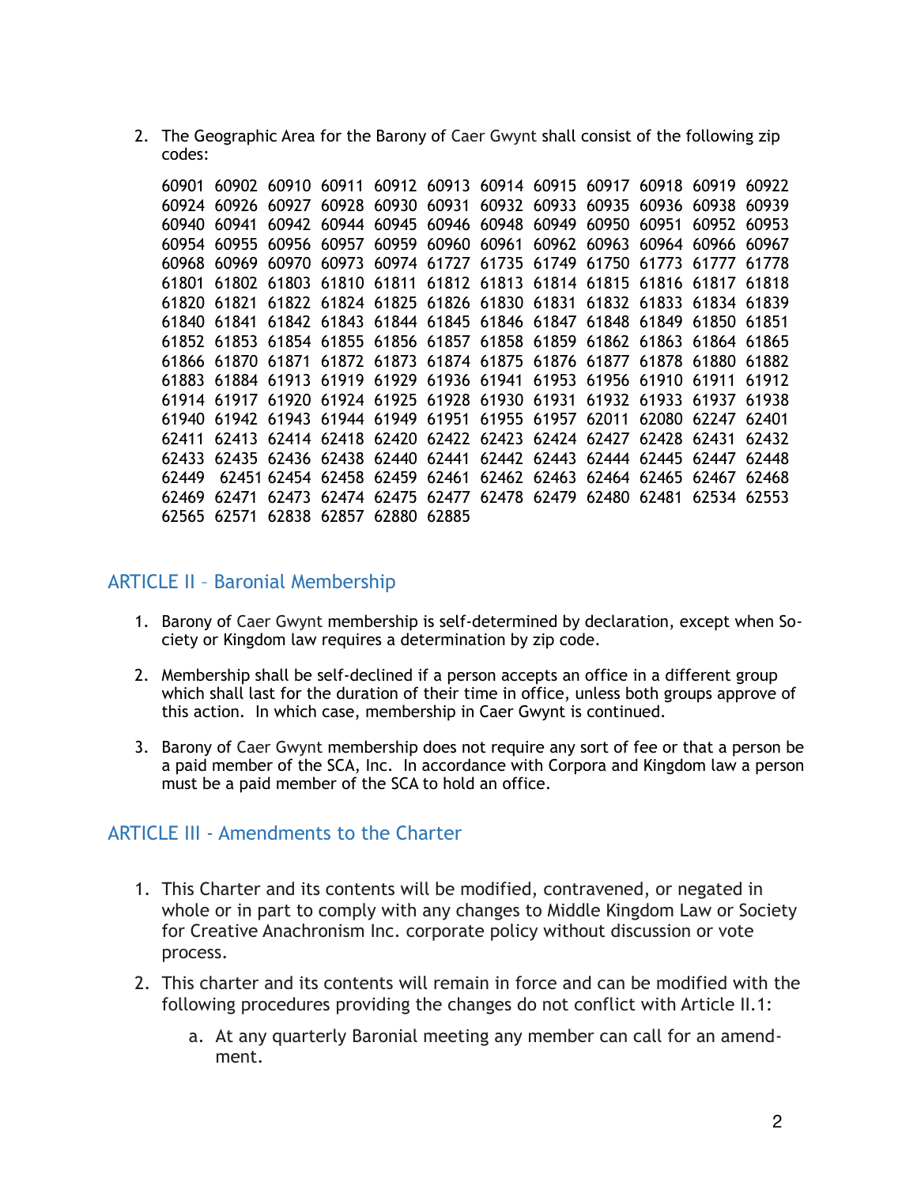2. The Geographic Area for the Barony of Caer Gwynt shall consist of the following zip codes:

   60901 60902 60910 60911 60912 60913 60914 60915 60917 60918 60919 60922 60924 60926 60927 60928 60930 60931 60932 60933 60935 60936 60938 60939 60940 60941 60942 60944 60945 60946 60948 60949 60950 60951 60952 60953 60954 60955 60956 60957 60959 60960 60961 60962 60963 60964 60966 60967 60968 60969 60970 60973 60974 61727 61735 61749 61750 61773 61777 61778 61801 61802 61803 61810 61811 61812 61813 61814 61815 61816 61817 61818 61820 61821 61822 61824 61825 61826 61830 61831 61832 61833 61834 61839 61840 61841 61842 61843 61844 61845 61846 61847 61848 61849 61850 61851 61852 61853 61854 61855 61856 61857 61858 61859 61862 61863 61864 61865 61866 61870 61871 61872 61873 61874 61875 61876 61877 61878 61880 61882 61883 61884 61913 61919 61929 61936 61941 61953 61956 61910 61911 61912 61914 61917 61920 61924 61925 61928 61930 61931 61932 61933 61937 61938 61940 61942 61943 61944 61949 61951 61955 61957 62011 62080 62247 62401 62411 62413 62414 62418 62420 62422 62423 62424 62427 62428 62431 62432 62433 62435 62436 62438 62440 62441 62442 62443 62444 62445 62447 62448 62449 62451 62454 62458 62459 62461 62462 62463 62464 62465 62467 62468 62469 62471 62473 62474 62475 62477 62478 62479 62480 62481 62534 62553 62565 62571 62838 62857 62880 62885

## ARTICLE II – Baronial Membership

1. Barony of Caer Gwynt membership is self-determined by declaration, except when Society or Kingdom law requires a determination by zip code.

2. Membership shall be self-declined if a person accepts an office in a different group which shall last for the duration of their time in office, unless both groups approve of this action. In which case, membership in Caer Gwynt is continued.

3. Barony of Caer Gwynt membership does not require any sort of fee or that a person be a paid member of the SCA, Inc. In accordance with Corpora and Kingdom law a person must be a paid member of the SCA to hold an office.

## ARTICLE III - Amendments to the Charter

1. This Charter and its contents will be modified, contravened, or negated in whole or in part to comply with any changes to Middle Kingdom Law or Society for Creative Anachronism Inc. corporate policy without discussion or vote process.

2. This charter and its contents will remain in force and can be modified with the following procedures providing the changes do not conflict with Article II.1:

   a. At any quarterly Baronial meeting any member can call for an amendment.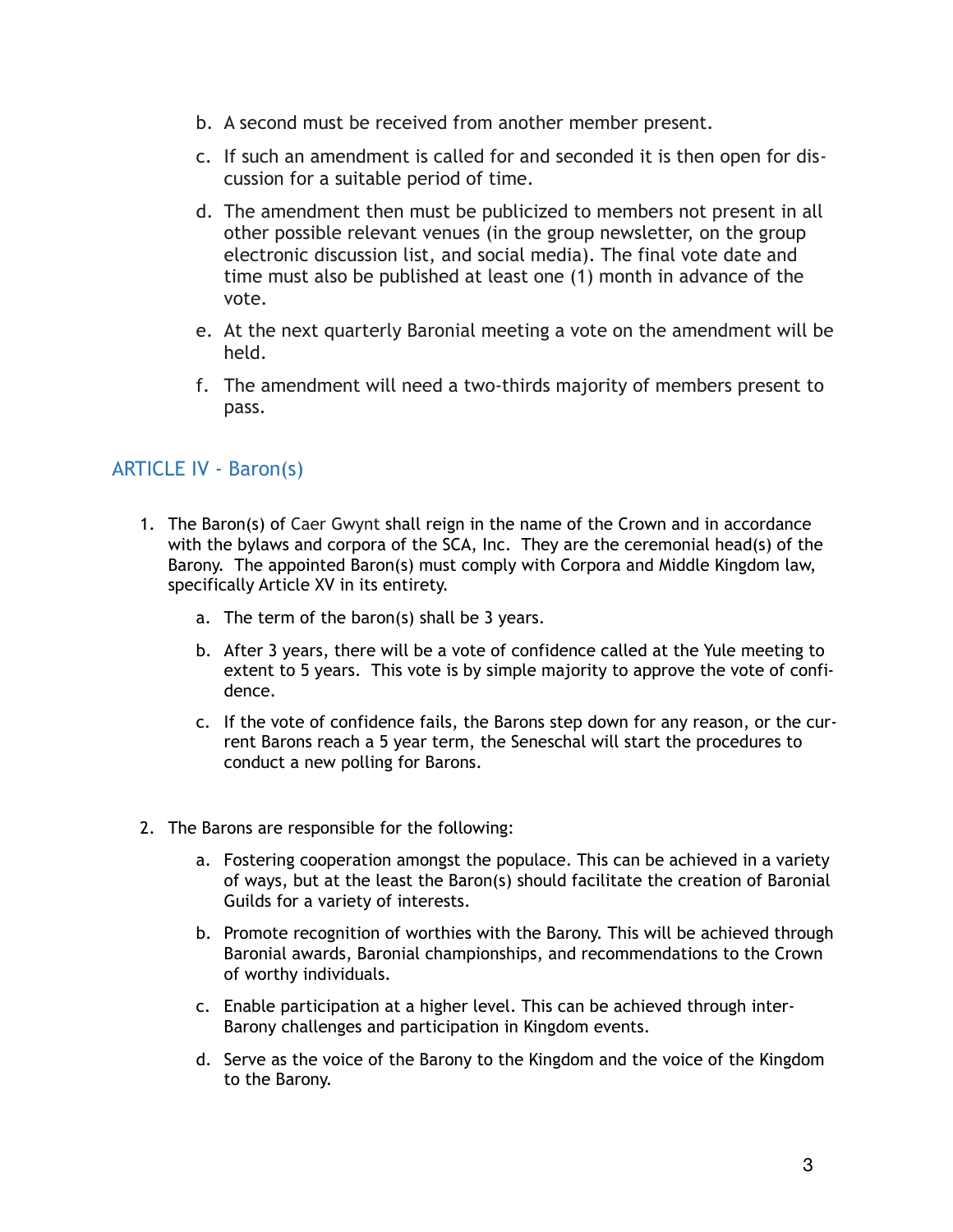b. A second must be received from another member present.

c. If such an amendment is called for and seconded it is then open for discussion for a suitable period of time.

d. The amendment then must be publicized to members not present in all other possible relevant venues (in the group newsletter, on the group electronic discussion list, and social media). The final vote date and time must also be published at least one (1) month in advance of the vote.

e. At the next quarterly Baronial meeting a vote on the amendment will be held.

f. The amendment will need a two-thirds majority of members present to pass.

## ARTICLE IV - Baron(s)

1. The Baron(s) of Caer Gwynt shall reign in the name of the Crown and in accordance with the bylaws and corpora of the SCA, Inc. They are the ceremonial head(s) of the Barony. The appointed Baron(s) must comply with Corpora and Middle Kingdom law, specifically Article XV in its entirety.

    a. The term of the baron(s) shall be 3 years.

    b. After 3 years, there will be a vote of confidence called at the Yule meeting to extent to 5 years. This vote is by simple majority to approve the vote of confidence.

    c. If the vote of confidence fails, the Barons step down for any reason, or the current Barons reach a 5 year term, the Seneschal will start the procedures to conduct a new polling for Barons.

2. The Barons are responsible for the following:

    a. Fostering cooperation amongst the populace. This can be achieved in a variety of ways, but at the least the Baron(s) should facilitate the creation of Baronial Guilds for a variety of interests.

    b. Promote recognition of worthies with the Barony. This will be achieved through Baronial awards, Baronial championships, and recommendations to the Crown of worthy individuals.

    c. Enable participation at a higher level. This can be achieved through inter-Barony challenges and participation in Kingdom events.

    d. Serve as the voice of the Barony to the Kingdom and the voice of the Kingdom to the Barony.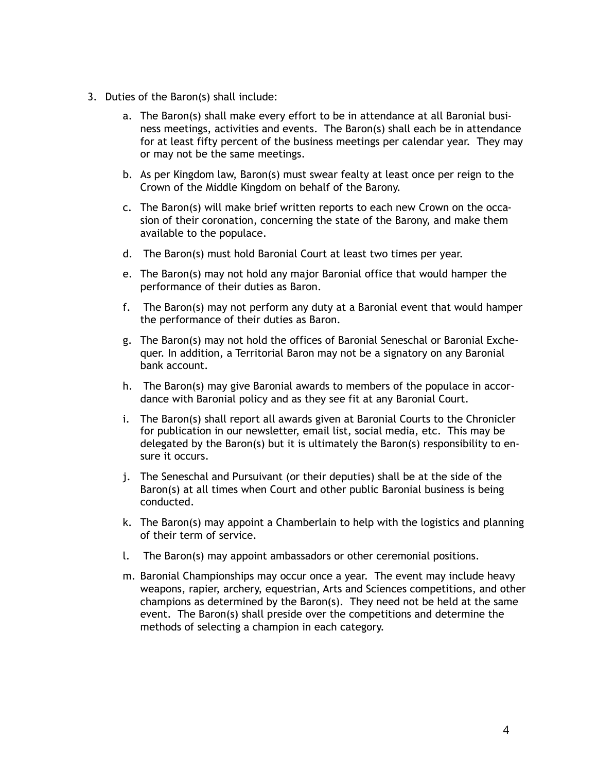3. Duties of the Baron(s) shall include:

    a. The Baron(s) shall make every effort to be in attendance at all Baronial business meetings, activities and events. The Baron(s) shall each be in attendance for at least fifty percent of the business meetings per calendar year. They may or may not be the same meetings.

    b. As per Kingdom law, Baron(s) must swear fealty at least once per reign to the Crown of the Middle Kingdom on behalf of the Barony.

    c. The Baron(s) will make brief written reports to each new Crown on the occasion of their coronation, concerning the state of the Barony, and make them available to the populace.

    d. The Baron(s) must hold Baronial Court at least two times per year.

    e. The Baron(s) may not hold any major Baronial office that would hamper the performance of their duties as Baron.

    f. The Baron(s) may not perform any duty at a Baronial event that would hamper the performance of their duties as Baron.

    g. The Baron(s) may not hold the offices of Baronial Seneschal or Baronial Exchequer. In addition, a Territorial Baron may not be a signatory on any Baronial bank account.

    h. The Baron(s) may give Baronial awards to members of the populace in accordance with Baronial policy and as they see fit at any Baronial Court.

    i. The Baron(s) shall report all awards given at Baronial Courts to the Chronicler for publication in our newsletter, email list, social media, etc. This may be delegated by the Baron(s) but it is ultimately the Baron(s) responsibility to ensure it occurs.

    j. The Seneschal and Pursuivant (or their deputies) shall be at the side of the Baron(s) at all times when Court and other public Baronial business is being conducted.

    k. The Baron(s) may appoint a Chamberlain to help with the logistics and planning of their term of service.

    l. The Baron(s) may appoint ambassadors or other ceremonial positions.

    m. Baronial Championships may occur once a year. The event may include heavy weapons, rapier, archery, equestrian, Arts and Sciences competitions, and other champions as determined by the Baron(s). They need not be held at the same event. The Baron(s) shall preside over the competitions and determine the methods of selecting a champion in each category.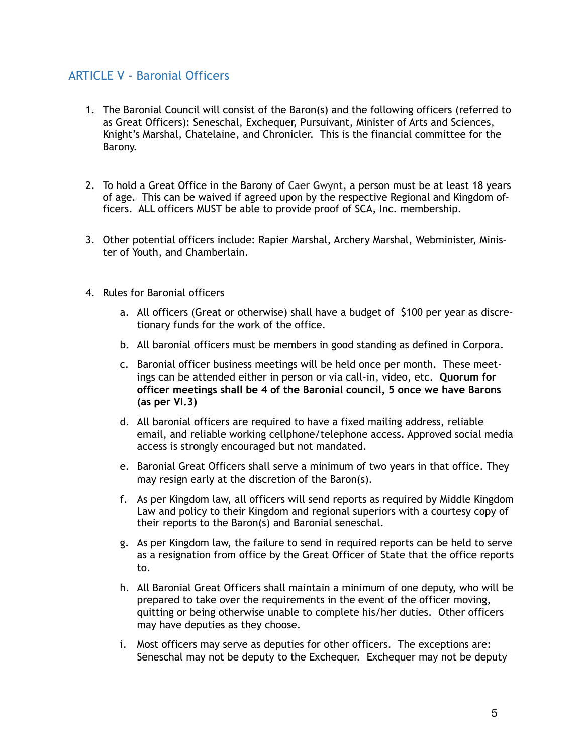## ARTICLE V - Baronial Officers

1. The Baronial Council will consist of the Baron(s) and the following officers (referred to as Great Officers): Seneschal, Exchequer, Pursuivant, Minister of Arts and Sciences, Knight's Marshal, Chatelaine, and Chronicler. This is the financial committee for the Barony.

2. To hold a Great Office in the Barony of Caer Gwynt, a person must be at least 18 years of age. This can be waived if agreed upon by the respective Regional and Kingdom officers. ALL officers MUST be able to provide proof of SCA, Inc. membership.

3. Other potential officers include: Rapier Marshal, Archery Marshal, Webminister, Minister of Youth, and Chamberlain.

4. Rules for Baronial officers

   a. All officers (Great or otherwise) shall have a budget of $100 per year as discretionary funds for the work of the office.

   b. All baronial officers must be members in good standing as defined in Corpora.

   c. Baronial officer business meetings will be held once per month. These meetings can be attended either in person or via call-in, video, etc. **Quorum for officer meetings shall be 4 of the Baronial council, 5 once we have Barons (as per VI.3)**

   d. All baronial officers are required to have a fixed mailing address, reliable email, and reliable working cellphone/telephone access. Approved social media access is strongly encouraged but not mandated.

   e. Baronial Great Officers shall serve a minimum of two years in that office. They may resign early at the discretion of the Baron(s).

   f. As per Kingdom law, all officers will send reports as required by Middle Kingdom Law and policy to their Kingdom and regional superiors with a courtesy copy of their reports to the Baron(s) and Baronial seneschal.

   g. As per Kingdom law, the failure to send in required reports can be held to serve as a resignation from office by the Great Officer of State that the office reports to.

   h. All Baronial Great Officers shall maintain a minimum of one deputy, who will be prepared to take over the requirements in the event of the officer moving, quitting or being otherwise unable to complete his/her duties. Other officers may have deputies as they choose.

   i. Most officers may serve as deputies for other officers. The exceptions are: Seneschal may not be deputy to the Exchequer. Exchequer may not be deputy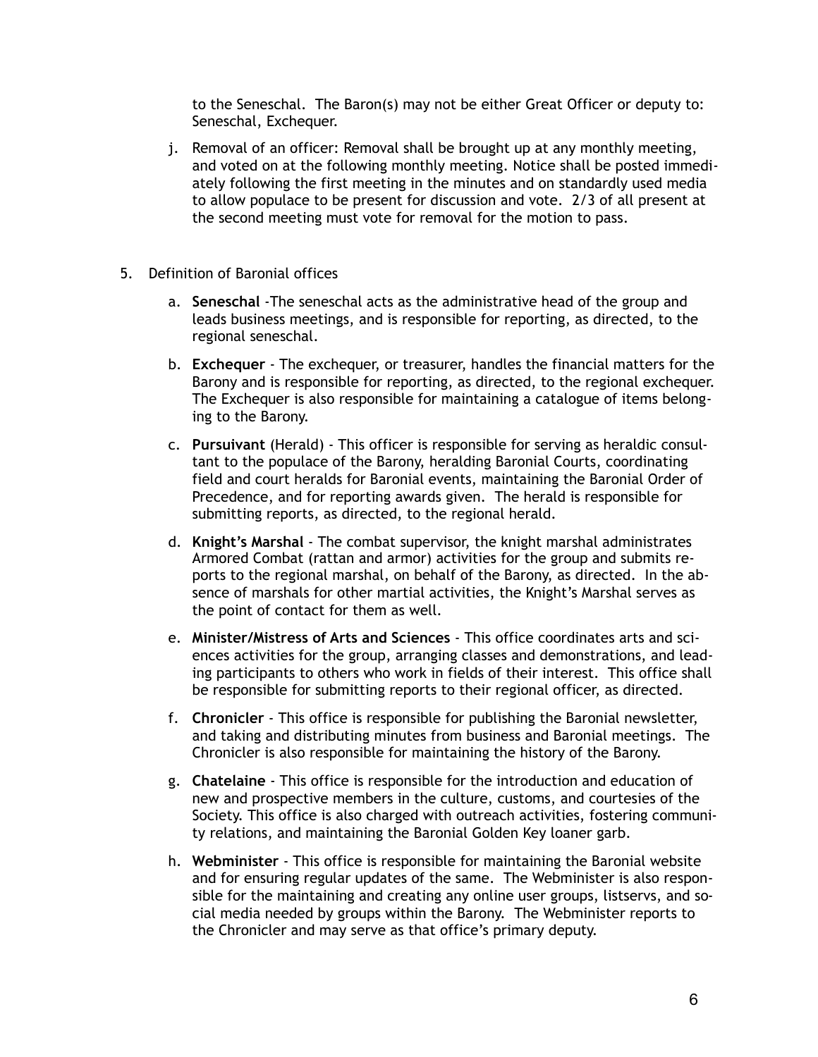to the Seneschal. The Baron(s) may not be either Great Officer or deputy to: Seneschal, Exchequer.

j. Removal of an officer: Removal shall be brought up at any monthly meeting, and voted on at the following monthly meeting. Notice shall be posted immediately following the first meeting in the minutes and on standardly used media to allow populace to be present for discussion and vote. 2/3 of all present at the second meeting must vote for removal for the motion to pass.

5. Definition of Baronial offices

   a. **Seneschal** -The seneschal acts as the administrative head of the group and leads business meetings, and is responsible for reporting, as directed, to the regional seneschal.

   b. **Exchequer** - The exchequer, or treasurer, handles the financial matters for the Barony and is responsible for reporting, as directed, to the regional exchequer. The Exchequer is also responsible for maintaining a catalogue of items belonging to the Barony.

   c. **Pursuivant** (Herald) - This officer is responsible for serving as heraldic consultant to the populace of the Barony, heralding Baronial Courts, coordinating field and court heralds for Baronial events, maintaining the Baronial Order of Precedence, and for reporting awards given. The herald is responsible for submitting reports, as directed, to the regional herald.

   d. **Knight's Marshal** - The combat supervisor, the knight marshal administrates Armored Combat (rattan and armor) activities for the group and submits reports to the regional marshal, on behalf of the Barony, as directed. In the absence of marshals for other martial activities, the Knight's Marshal serves as the point of contact for them as well.

   e. **Minister/Mistress of Arts and Sciences** - This office coordinates arts and sciences activities for the group, arranging classes and demonstrations, and leading participants to others who work in fields of their interest. This office shall be responsible for submitting reports to their regional officer, as directed.

   f. **Chronicler** - This office is responsible for publishing the Baronial newsletter, and taking and distributing minutes from business and Baronial meetings. The Chronicler is also responsible for maintaining the history of the Barony.

   g. **Chatelaine** - This office is responsible for the introduction and education of new and prospective members in the culture, customs, and courtesies of the Society. This office is also charged with outreach activities, fostering community relations, and maintaining the Baronial Golden Key loaner garb.

   h. **Webminister** - This office is responsible for maintaining the Baronial website and for ensuring regular updates of the same. The Webminister is also responsible for the maintaining and creating any online user groups, listservs, and social media needed by groups within the Barony. The Webminister reports to the Chronicler and may serve as that office's primary deputy.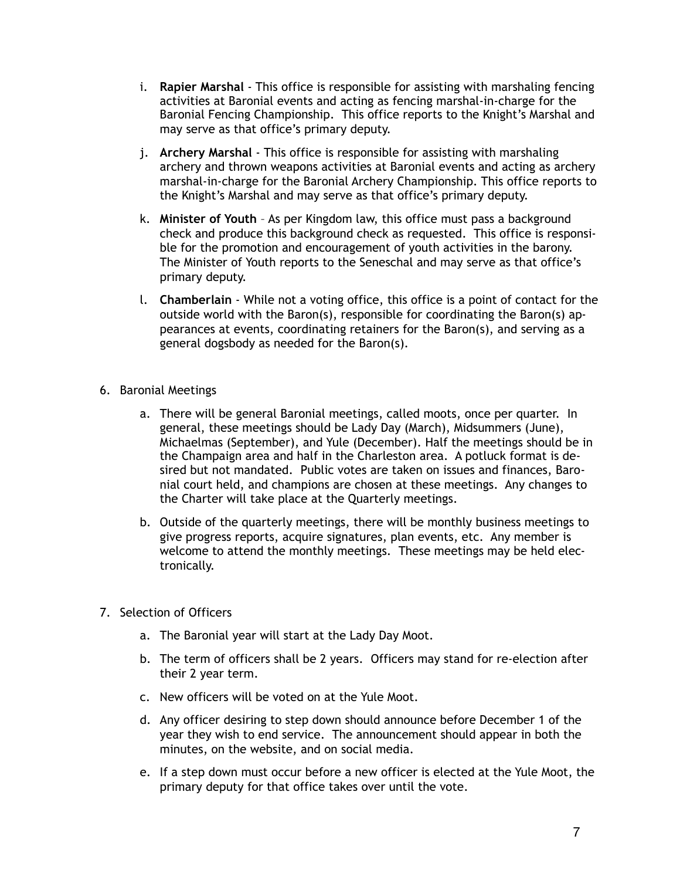i. **Rapier Marshal** - This office is responsible for assisting with marshaling fencing activities at Baronial events and acting as fencing marshal-in-charge for the Baronial Fencing Championship. This office reports to the Knight's Marshal and may serve as that office's primary deputy.

   j. **Archery Marshal** - This office is responsible for assisting with marshaling archery and thrown weapons activities at Baronial events and acting as archery marshal-in-charge for the Baronial Archery Championship. This office reports to the Knight's Marshal and may serve as that office's primary deputy.

   k. **Minister of Youth** – As per Kingdom law, this office must pass a background check and produce this background check as requested. This office is responsible for the promotion and encouragement of youth activities in the barony. The Minister of Youth reports to the Seneschal and may serve as that office's primary deputy.

   l. **Chamberlain** - While not a voting office, this office is a point of contact for the outside world with the Baron(s), responsible for coordinating the Baron(s) appearances at events, coordinating retainers for the Baron(s), and serving as a general dogsbody as needed for the Baron(s).

6. Baronial Meetings

   a. There will be general Baronial meetings, called moots, once per quarter. In general, these meetings should be Lady Day (March), Midsummers (June), Michaelmas (September), and Yule (December). Half the meetings should be in the Champaign area and half in the Charleston area. A potluck format is desired but not mandated. Public votes are taken on issues and finances, Baronial court held, and champions are chosen at these meetings. Any changes to the Charter will take place at the Quarterly meetings.

   b. Outside of the quarterly meetings, there will be monthly business meetings to give progress reports, acquire signatures, plan events, etc. Any member is welcome to attend the monthly meetings. These meetings may be held electronically.

7. Selection of Officers

   a. The Baronial year will start at the Lady Day Moot.

   b. The term of officers shall be 2 years. Officers may stand for re-election after their 2 year term.

   c. New officers will be voted on at the Yule Moot.

   d. Any officer desiring to step down should announce before December 1 of the year they wish to end service. The announcement should appear in both the minutes, on the website, and on social media.

   e. If a step down must occur before a new officer is elected at the Yule Moot, the primary deputy for that office takes over until the vote.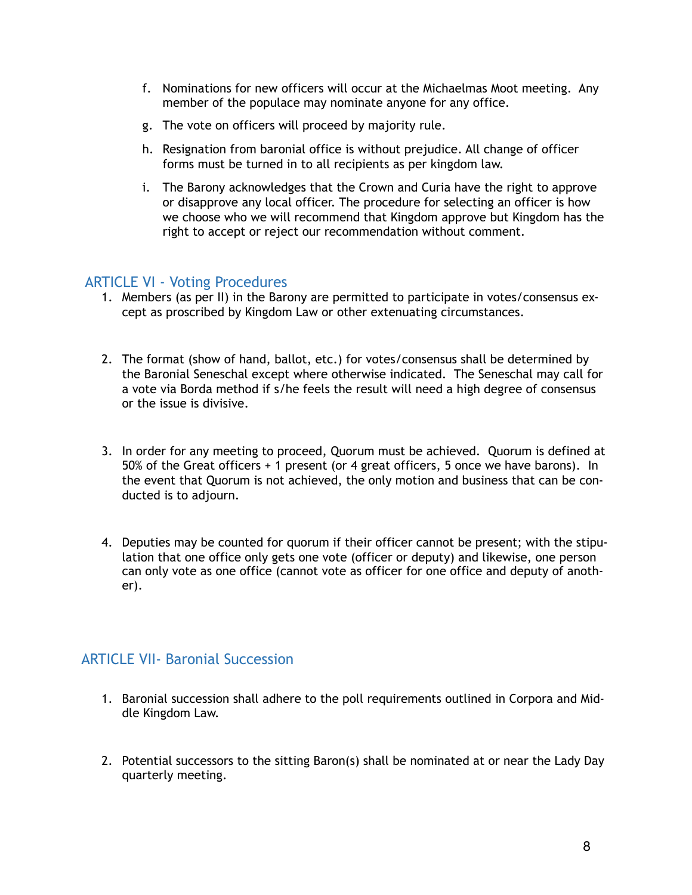f. Nominations for new officers will occur at the Michaelmas Moot meeting. Any member of the populace may nominate anyone for any office.

g. The vote on officers will proceed by majority rule.

h. Resignation from baronial office is without prejudice. All change of officer forms must be turned in to all recipients as per kingdom law.

i. The Barony acknowledges that the Crown and Curia have the right to approve or disapprove any local officer. The procedure for selecting an officer is how we choose who we will recommend that Kingdom approve but Kingdom has the right to accept or reject our recommendation without comment.

## ARTICLE VI - Voting Procedures

1. Members (as per II) in the Barony are permitted to participate in votes/consensus except as proscribed by Kingdom Law or other extenuating circumstances.

2. The format (show of hand, ballot, etc.) for votes/consensus shall be determined by the Baronial Seneschal except where otherwise indicated. The Seneschal may call for a vote via Borda method if s/he feels the result will need a high degree of consensus or the issue is divisive.

3. In order for any meeting to proceed, Quorum must be achieved. Quorum is defined at 50% of the Great officers + 1 present (or 4 great officers, 5 once we have barons). In the event that Quorum is not achieved, the only motion and business that can be conducted is to adjourn.

4. Deputies may be counted for quorum if their officer cannot be present; with the stipulation that one office only gets one vote (officer or deputy) and likewise, one person can only vote as one office (cannot vote as officer for one office and deputy of another).

## ARTICLE VII- Baronial Succession

1. Baronial succession shall adhere to the poll requirements outlined in Corpora and Middle Kingdom Law.

2. Potential successors to the sitting Baron(s) shall be nominated at or near the Lady Day quarterly meeting.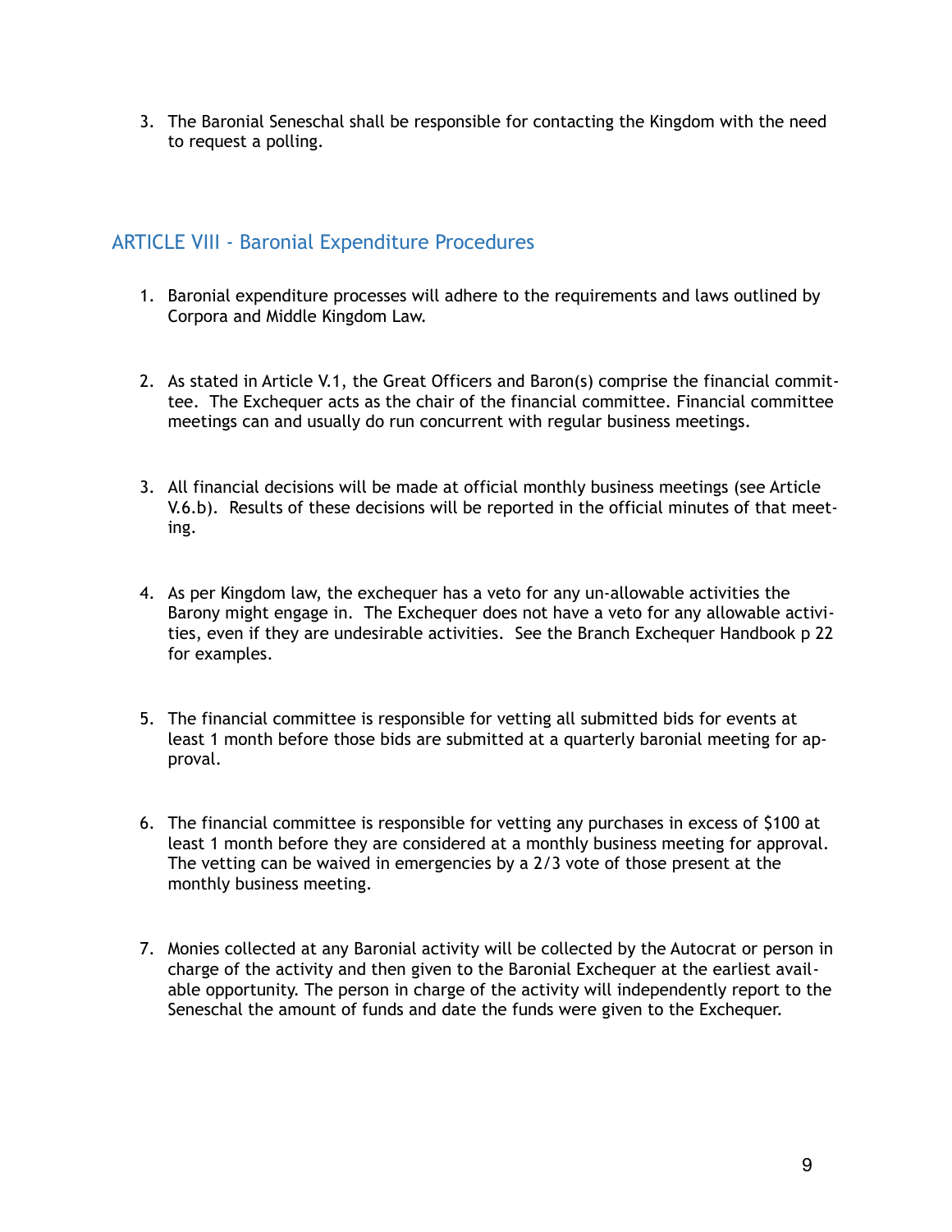3. The Baronial Seneschal shall be responsible for contacting the Kingdom with the need to request a polling.

## ARTICLE VIII - Baronial Expenditure Procedures

1. Baronial expenditure processes will adhere to the requirements and laws outlined by Corpora and Middle Kingdom Law.

2. As stated in Article V.1, the Great Officers and Baron(s) comprise the financial committee. The Exchequer acts as the chair of the financial committee. Financial committee meetings can and usually do run concurrent with regular business meetings.

3. All financial decisions will be made at official monthly business meetings (see Article V.6.b). Results of these decisions will be reported in the official minutes of that meeting.

4. As per Kingdom law, the exchequer has a veto for any un-allowable activities the Barony might engage in. The Exchequer does not have a veto for any allowable activities, even if they are undesirable activities. See the Branch Exchequer Handbook p 22 for examples.

5. The financial committee is responsible for vetting all submitted bids for events at least 1 month before those bids are submitted at a quarterly baronial meeting for approval.

6. The financial committee is responsible for vetting any purchases in excess of $100 at least 1 month before they are considered at a monthly business meeting for approval. The vetting can be waived in emergencies by a 2/3 vote of those present at the monthly business meeting.

7. Monies collected at any Baronial activity will be collected by the Autocrat or person in charge of the activity and then given to the Baronial Exchequer at the earliest available opportunity. The person in charge of the activity will independently report to the Seneschal the amount of funds and date the funds were given to the Exchequer.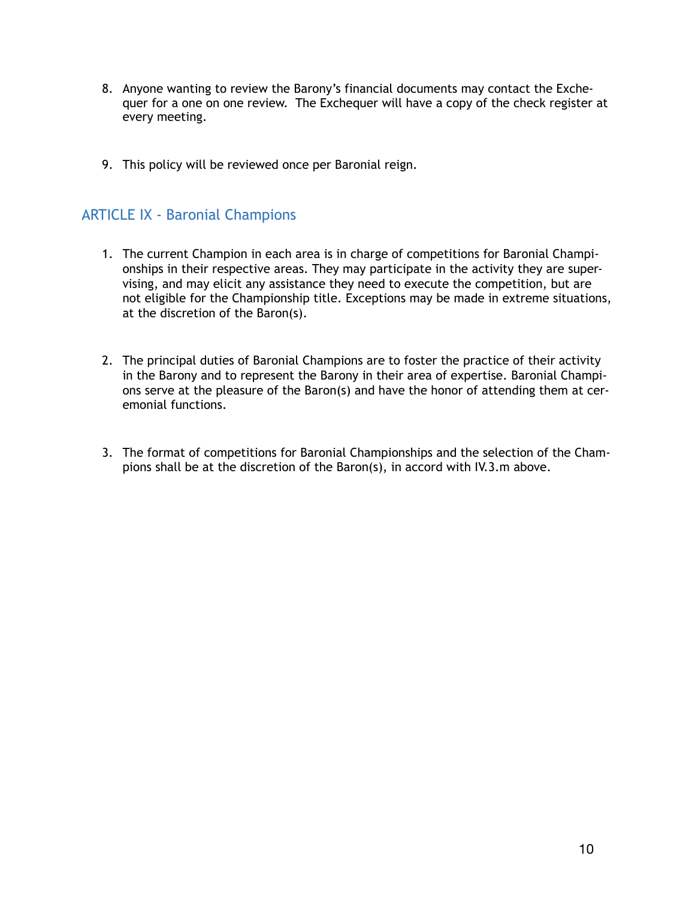8. Anyone wanting to review the Barony's financial documents may contact the Exchequer for a one on one review. The Exchequer will have a copy of the check register at every meeting.

9. This policy will be reviewed once per Baronial reign.

## ARTICLE IX - Baronial Champions

1. The current Champion in each area is in charge of competitions for Baronial Championships in their respective areas. They may participate in the activity they are supervising, and may elicit any assistance they need to execute the competition, but are not eligible for the Championship title. Exceptions may be made in extreme situations, at the discretion of the Baron(s).

2. The principal duties of Baronial Champions are to foster the practice of their activity in the Barony and to represent the Barony in their area of expertise. Baronial Champions serve at the pleasure of the Baron(s) and have the honor of attending them at ceremonial functions.

3. The format of competitions for Baronial Championships and the selection of the Champions shall be at the discretion of the Baron(s), in accord with IV.3.m above.